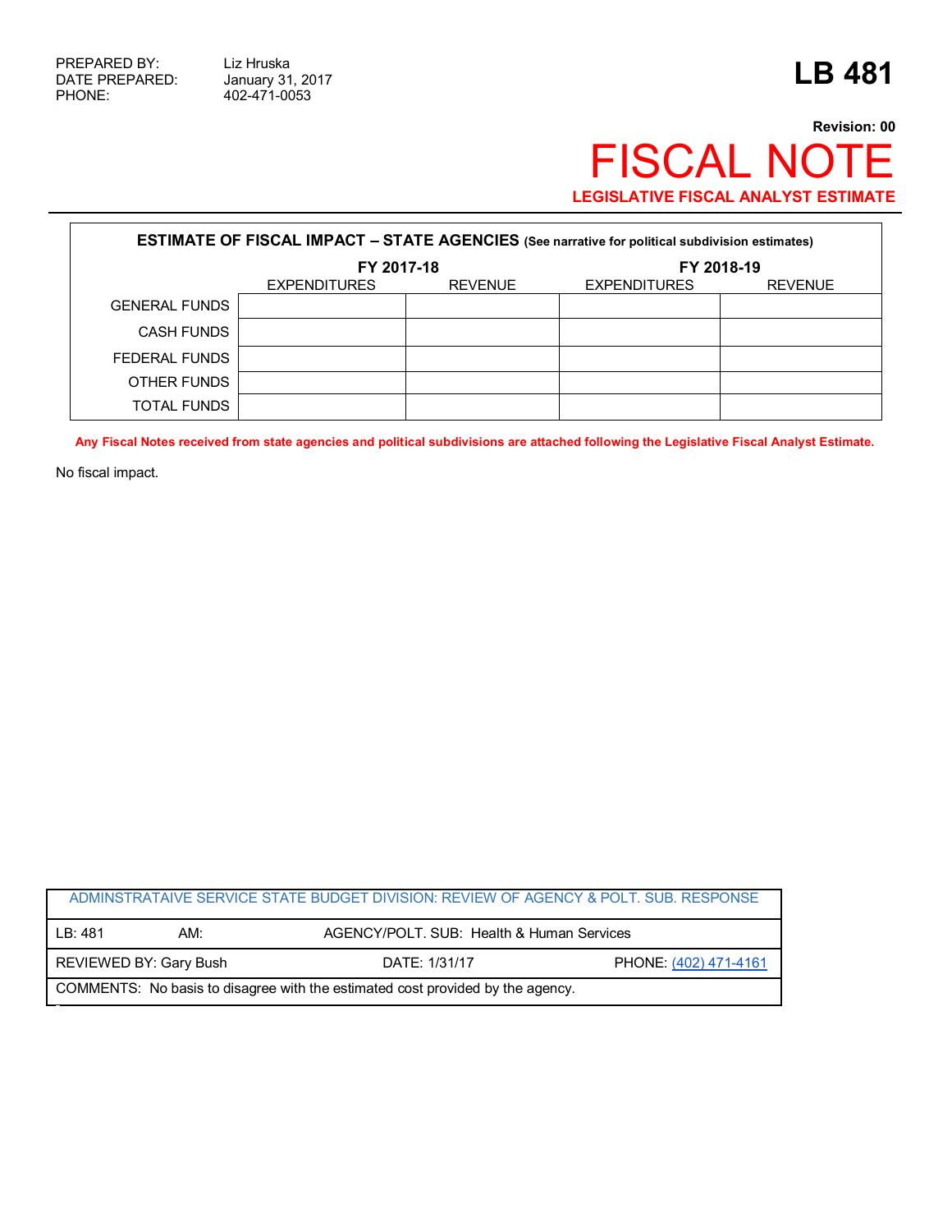PREPARED BY: Liz Hruska
DATE PREPARED: January 31, 2017
PHONE: 402-471-0053

# LB 481

**Revision: 00**

# FISCAL NOTE

**LEGISLATIVE FISCAL ANALYST ESTIMATE**

**ESTIMATE OF FISCAL IMPACT – STATE AGENCIES** (See narrative for political subdivision estimates)

| | FY 2017-18 | | FY 2018-19 | |
|---|---|---|---|---|
| | EXPENDITURES | REVENUE | EXPENDITURES | REVENUE |
| GENERAL FUNDS | | | | |
| CASH FUNDS | | | | |
| FEDERAL FUNDS | | | | |
| OTHER FUNDS | | | | |
| TOTAL FUNDS | | | | |

**Any Fiscal Notes received from state agencies and political subdivisions are attached following the Legislative Fiscal Analyst Estimate.**

No fiscal impact.

| ADMINSTRATAIVE SERVICE STATE BUDGET DIVISION: REVIEW OF AGENCY & POLT. SUB. RESPONSE | | |
|---|---|---|
| LB: 481 AM: | AGENCY/POLT. SUB: Health & Human Services | |
| REVIEWED BY: Gary Bush | DATE: 1/31/17 | PHONE: (402) 471-4161 |
| COMMENTS: No basis to disagree with the estimated cost provided by the agency. | | |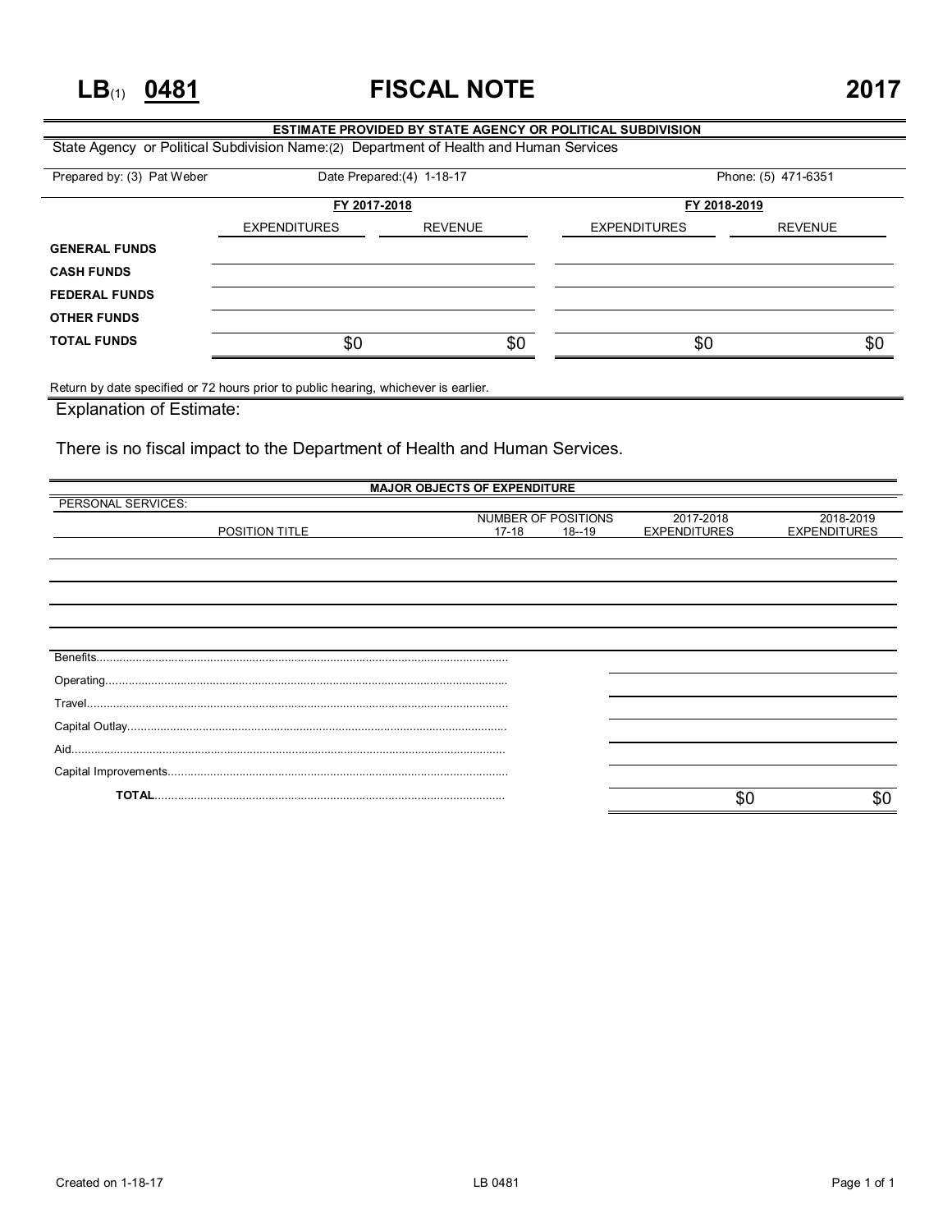# LB(1) 0481 FISCAL NOTE 2017

**ESTIMATE PROVIDED BY STATE AGENCY OR POLITICAL SUBDIVISION**

State Agency or Political Subdivision Name:(2) Department of Health and Human Services

Prepared by: (3) Pat Weber | Date Prepared:(4) 1-18-17 | Phone: (5) 471-6351

| | FY 2017-2018 | | FY 2018-2019 | |
|---|---|---|---|---|
| | EXPENDITURES | REVENUE | EXPENDITURES | REVENUE |
| **GENERAL FUNDS** | | | | |
| **CASH FUNDS** | | | | |
| **FEDERAL FUNDS** | | | | |
| **OTHER FUNDS** | | | | |
| **TOTAL FUNDS** | $0 | $0 | $0 | $0 |

Return by date specified or 72 hours prior to public hearing, whichever is earlier.

Explanation of Estimate:

There is no fiscal impact to the Department of Health and Human Services.

**MAJOR OBJECTS OF EXPENDITURE**

PERSONAL SERVICES:

| POSITION TITLE | NUMBER OF POSITIONS 17-18 | NUMBER OF POSITIONS 18--19 | 2017-2018 EXPENDITURES | 2018-2019 EXPENDITURES |
|---|---|---|---|---|
| | | | | |
| Benefits | | | | |
| Operating | | | | |
| Travel | | | | |
| Capital Outlay | | | | |
| Aid | | | | |
| Capital Improvements | | | | |
| **TOTAL** | | | $0 | $0 |